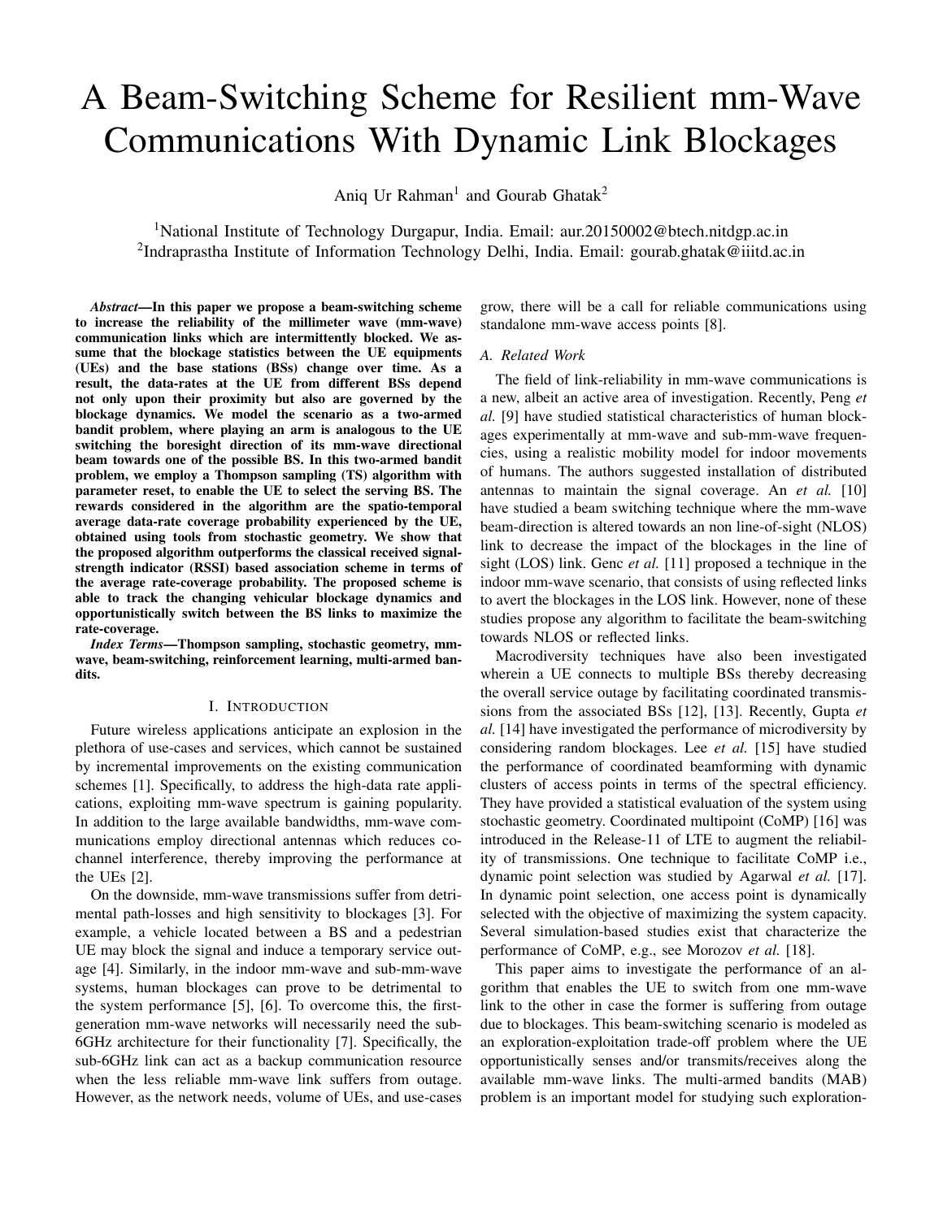# A Beam-Switching Scheme for Resilient mm-Wave Communications With Dynamic Link Blockages

Aniq Ur Rahman[1] and Gourab Ghatak[2]

[1]National Institute of Technology Durgapur, India. Email: aur.20150002@btech.nitdgp.ac.in
[2]Indraprastha Institute of Information Technology Delhi, India. Email: gourab.ghatak@iiitd.ac.in

***Abstract*—In this paper we propose a beam-switching scheme to increase the reliability of the millimeter wave (mm-wave) communication links which are intermittently blocked. We assume that the blockage statistics between the UE equipments (UEs) and the base stations (BSs) change over time. As a result, the data-rates at the UE from different BSs depend not only upon their proximity but also are governed by the blockage dynamics. We model the scenario as a two-armed bandit problem, where playing an arm is analogous to the UE switching the boresight direction of its mm-wave directional beam towards one of the possible BS. In this two-armed bandit problem, we employ a Thompson sampling (TS) algorithm with parameter reset, to enable the UE to select the serving BS. The rewards considered in the algorithm are the spatio-temporal average data-rate coverage probability experienced by the UE, obtained using tools from stochastic geometry. We show that the proposed algorithm outperforms the classical received signal-strength indicator (RSSI) based association scheme in terms of the average rate-coverage probability. The proposed scheme is able to track the changing vehicular blockage dynamics and opportunistically switch between the BS links to maximize the rate-coverage.**

***Index Terms*—Thompson sampling, stochastic geometry, mm-wave, beam-switching, reinforcement learning, multi-armed bandits.**

## I. Introduction

Future wireless applications anticipate an explosion in the plethora of use-cases and services, which cannot be sustained by incremental improvements on the existing communication schemes [1]. Specifically, to address the high-data rate applications, exploiting mm-wave spectrum is gaining popularity. In addition to the large available bandwidths, mm-wave communications employ directional antennas which reduces co-channel interference, thereby improving the performance at the UEs [2].

On the downside, mm-wave transmissions suffer from detrimental path-losses and high sensitivity to blockages [3]. For example, a vehicle located between a BS and a pedestrian UE may block the signal and induce a temporary service outage [4]. Similarly, in the indoor mm-wave and sub-mm-wave systems, human blockages can prove to be detrimental to the system performance [5], [6]. To overcome this, the first-generation mm-wave networks will necessarily need the sub-6GHz architecture for their functionality [7]. Specifically, the sub-6GHz link can act as a backup communication resource when the less reliable mm-wave link suffers from outage. However, as the network needs, volume of UEs, and use-cases grow, there will be a call for reliable communications using standalone mm-wave access points [8].

### A. Related Work

The field of link-reliability in mm-wave communications is a new, albeit an active area of investigation. Recently, Peng *et al.* [9] have studied statistical characteristics of human blockages experimentally at mm-wave and sub-mm-wave frequencies, using a realistic mobility model for indoor movements of humans. The authors suggested installation of distributed antennas to maintain the signal coverage. An *et al.* [10] have studied a beam switching technique where the mm-wave beam-direction is altered towards an non line-of-sight (NLOS) link to decrease the impact of the blockages in the line of sight (LOS) link. Genc *et al.* [11] proposed a technique in the indoor mm-wave scenario, that consists of using reflected links to avert the blockages in the LOS link. However, none of these studies propose any algorithm to facilitate the beam-switching towards NLOS or reflected links.

Macrodiversity techniques have also been investigated wherein a UE connects to multiple BSs thereby decreasing the overall service outage by facilitating coordinated transmissions from the associated BSs [12], [13]. Recently, Gupta *et al.* [14] have investigated the performance of microdiversity by considering random blockages. Lee *et al.* [15] have studied the performance of coordinated beamforming with dynamic clusters of access points in terms of the spectral efficiency. They have provided a statistical evaluation of the system using stochastic geometry. Coordinated multipoint (CoMP) [16] was introduced in the Release-11 of LTE to augment the reliability of transmissions. One technique to facilitate CoMP i.e., dynamic point selection was studied by Agarwal *et al.* [17]. In dynamic point selection, one access point is dynamically selected with the objective of maximizing the system capacity. Several simulation-based studies exist that characterize the performance of CoMP, e.g., see Morozov *et al.* [18].

This paper aims to investigate the performance of an algorithm that enables the UE to switch from one mm-wave link to the other in case the former is suffering from outage due to blockages. This beam-switching scenario is modeled as an exploration-exploitation trade-off problem where the UE opportunistically senses and/or transmits/receives along the available mm-wave links. The multi-armed bandits (MAB) problem is an important model for studying such exploration-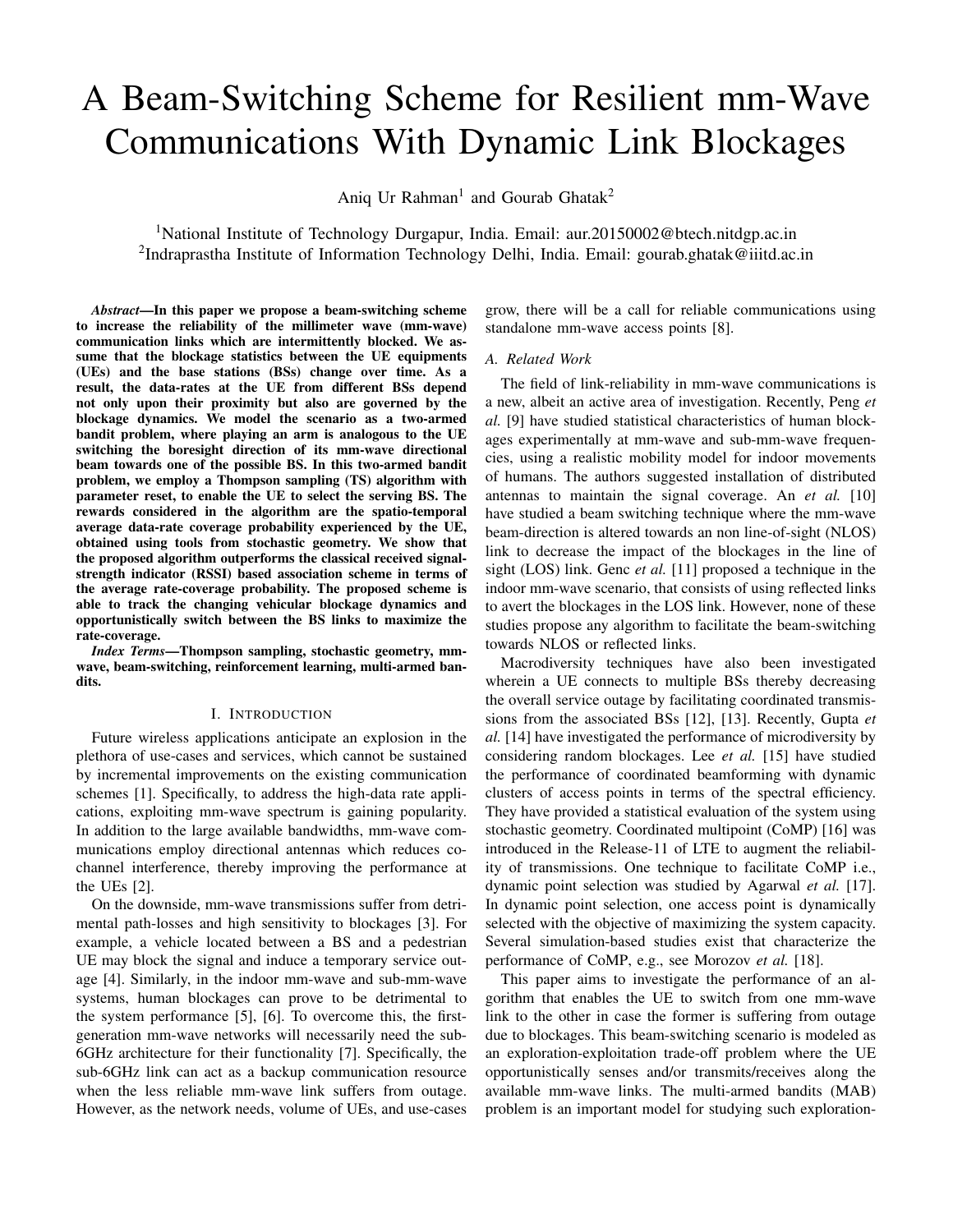# A Beam-Switching Scheme for Resilient mm-Wave Communications With Dynamic Link Blockages

Aniq Ur Rahman[1] and Gourab Ghatak[2]

[1]National Institute of Technology Durgapur, India. Email: aur.20150002@btech.nitdgp.ac.in
[2]Indraprastha Institute of Information Technology Delhi, India. Email: gourab.ghatak@iiitd.ac.in

***Abstract*—In this paper we propose a beam-switching scheme to increase the reliability of the millimeter wave (mm-wave) communication links which are intermittently blocked. We assume that the blockage statistics between the UE equipments (UEs) and the base stations (BSs) change over time. As a result, the data-rates at the UE from different BSs depend not only upon their proximity but also are governed by the blockage dynamics. We model the scenario as a two-armed bandit problem, where playing an arm is analogous to the UE switching the boresight direction of its mm-wave directional beam towards one of the possible BS. In this two-armed bandit problem, we employ a Thompson sampling (TS) algorithm with parameter reset, to enable the UE to select the serving BS. The rewards considered in the algorithm are the spatio-temporal average data-rate coverage probability experienced by the UE, obtained using tools from stochastic geometry. We show that the proposed algorithm outperforms the classical received signal-strength indicator (RSSI) based association scheme in terms of the average rate-coverage probability. The proposed scheme is able to track the changing vehicular blockage dynamics and opportunistically switch between the BS links to maximize the rate-coverage.**

***Index Terms*—Thompson sampling, stochastic geometry, mm-wave, beam-switching, reinforcement learning, multi-armed bandits.**

## I. Introduction

Future wireless applications anticipate an explosion in the plethora of use-cases and services, which cannot be sustained by incremental improvements on the existing communication schemes [1]. Specifically, to address the high-data rate applications, exploiting mm-wave spectrum is gaining popularity. In addition to the large available bandwidths, mm-wave communications employ directional antennas which reduces co-channel interference, thereby improving the performance at the UEs [2].

On the downside, mm-wave transmissions suffer from detrimental path-losses and high sensitivity to blockages [3]. For example, a vehicle located between a BS and a pedestrian UE may block the signal and induce a temporary service outage [4]. Similarly, in the indoor mm-wave and sub-mm-wave systems, human blockages can prove to be detrimental to the system performance [5], [6]. To overcome this, the first-generation mm-wave networks will necessarily need the sub-6GHz architecture for their functionality [7]. Specifically, the sub-6GHz link can act as a backup communication resource when the less reliable mm-wave link suffers from outage. However, as the network needs, volume of UEs, and use-cases grow, there will be a call for reliable communications using standalone mm-wave access points [8].

### A. Related Work

The field of link-reliability in mm-wave communications is a new, albeit an active area of investigation. Recently, Peng *et al.* [9] have studied statistical characteristics of human blockages experimentally at mm-wave and sub-mm-wave frequencies, using a realistic mobility model for indoor movements of humans. The authors suggested installation of distributed antennas to maintain the signal coverage. An *et al.* [10] have studied a beam switching technique where the mm-wave beam-direction is altered towards an non line-of-sight (NLOS) link to decrease the impact of the blockages in the line of sight (LOS) link. Genc *et al.* [11] proposed a technique in the indoor mm-wave scenario, that consists of using reflected links to avert the blockages in the LOS link. However, none of these studies propose any algorithm to facilitate the beam-switching towards NLOS or reflected links.

Macrodiversity techniques have also been investigated wherein a UE connects to multiple BSs thereby decreasing the overall service outage by facilitating coordinated transmissions from the associated BSs [12], [13]. Recently, Gupta *et al.* [14] have investigated the performance of microdiversity by considering random blockages. Lee *et al.* [15] have studied the performance of coordinated beamforming with dynamic clusters of access points in terms of the spectral efficiency. They have provided a statistical evaluation of the system using stochastic geometry. Coordinated multipoint (CoMP) [16] was introduced in the Release-11 of LTE to augment the reliability of transmissions. One technique to facilitate CoMP i.e., dynamic point selection was studied by Agarwal *et al.* [17]. In dynamic point selection, one access point is dynamically selected with the objective of maximizing the system capacity. Several simulation-based studies exist that characterize the performance of CoMP, e.g., see Morozov *et al.* [18].

This paper aims to investigate the performance of an algorithm that enables the UE to switch from one mm-wave link to the other in case the former is suffering from outage due to blockages. This beam-switching scenario is modeled as an exploration-exploitation trade-off problem where the UE opportunistically senses and/or transmits/receives along the available mm-wave links. The multi-armed bandits (MAB) problem is an important model for studying such exploration-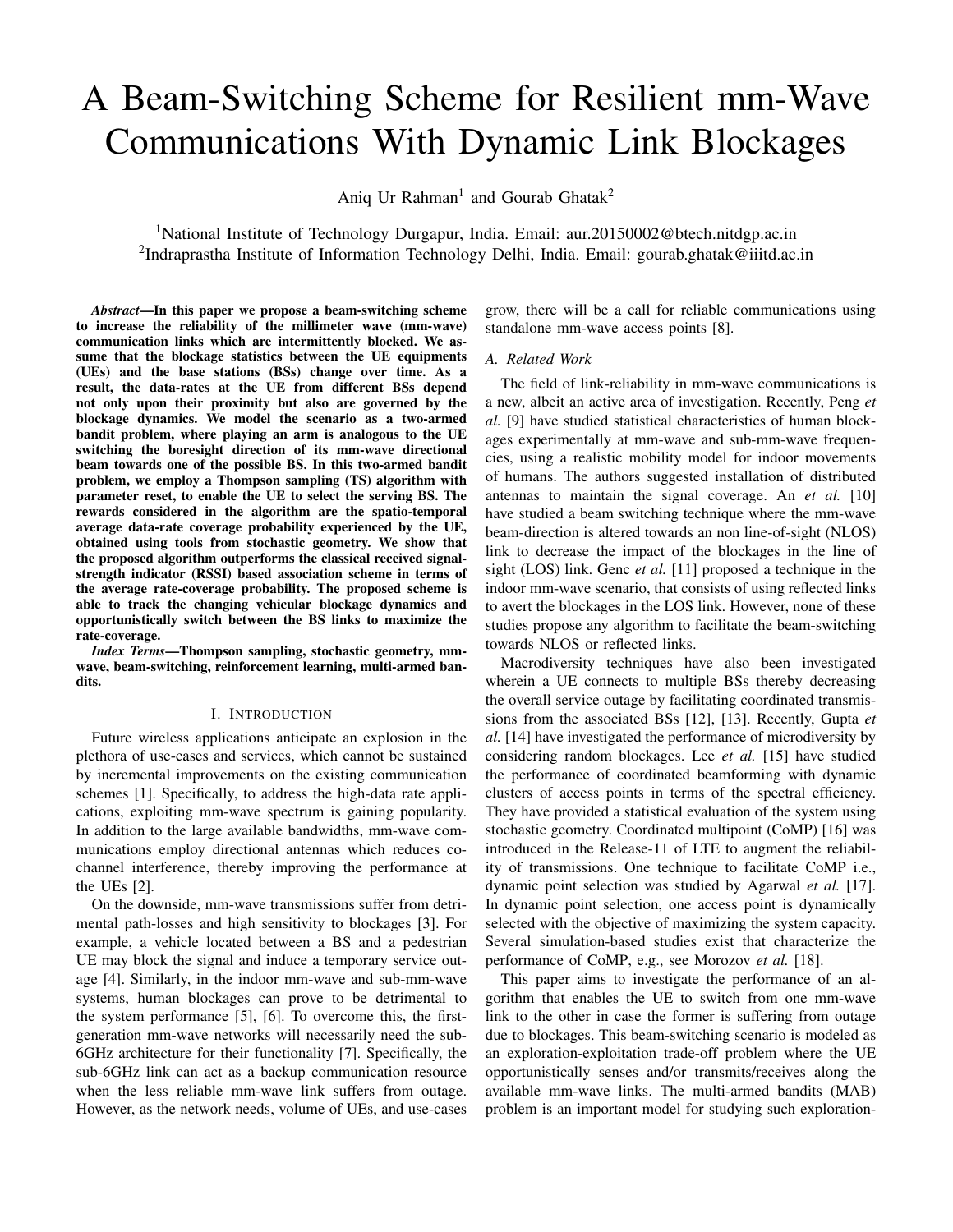# A Beam-Switching Scheme for Resilient mm-Wave Communications With Dynamic Link Blockages

Aniq Ur Rahman[1] and Gourab Ghatak[2]

[1]National Institute of Technology Durgapur, India. Email: aur.20150002@btech.nitdgp.ac.in
[2]Indraprastha Institute of Information Technology Delhi, India. Email: gourab.ghatak@iiitd.ac.in

***Abstract*—In this paper we propose a beam-switching scheme to increase the reliability of the millimeter wave (mm-wave) communication links which are intermittently blocked. We assume that the blockage statistics between the UE equipments (UEs) and the base stations (BSs) change over time. As a result, the data-rates at the UE from different BSs depend not only upon their proximity but also are governed by the blockage dynamics. We model the scenario as a two-armed bandit problem, where playing an arm is analogous to the UE switching the boresight direction of its mm-wave directional beam towards one of the possible BS. In this two-armed bandit problem, we employ a Thompson sampling (TS) algorithm with parameter reset, to enable the UE to select the serving BS. The rewards considered in the algorithm are the spatio-temporal average data-rate coverage probability experienced by the UE, obtained using tools from stochastic geometry. We show that the proposed algorithm outperforms the classical received signal-strength indicator (RSSI) based association scheme in terms of the average rate-coverage probability. The proposed scheme is able to track the changing vehicular blockage dynamics and opportunistically switch between the BS links to maximize the rate-coverage.**

***Index Terms*—Thompson sampling, stochastic geometry, mm-wave, beam-switching, reinforcement learning, multi-armed bandits.**

## I. Introduction

Future wireless applications anticipate an explosion in the plethora of use-cases and services, which cannot be sustained by incremental improvements on the existing communication schemes [1]. Specifically, to address the high-data rate applications, exploiting mm-wave spectrum is gaining popularity. In addition to the large available bandwidths, mm-wave communications employ directional antennas which reduces co-channel interference, thereby improving the performance at the UEs [2].

On the downside, mm-wave transmissions suffer from detrimental path-losses and high sensitivity to blockages [3]. For example, a vehicle located between a BS and a pedestrian UE may block the signal and induce a temporary service outage [4]. Similarly, in the indoor mm-wave and sub-mm-wave systems, human blockages can prove to be detrimental to the system performance [5], [6]. To overcome this, the first-generation mm-wave networks will necessarily need the sub-6GHz architecture for their functionality [7]. Specifically, the sub-6GHz link can act as a backup communication resource when the less reliable mm-wave link suffers from outage. However, as the network needs, volume of UEs, and use-cases grow, there will be a call for reliable communications using standalone mm-wave access points [8].

### A. Related Work

The field of link-reliability in mm-wave communications is a new, albeit an active area of investigation. Recently, Peng *et al.* [9] have studied statistical characteristics of human blockages experimentally at mm-wave and sub-mm-wave frequencies, using a realistic mobility model for indoor movements of humans. The authors suggested installation of distributed antennas to maintain the signal coverage. An *et al.* [10] have studied a beam switching technique where the mm-wave beam-direction is altered towards an non line-of-sight (NLOS) link to decrease the impact of the blockages in the line of sight (LOS) link. Genc *et al.* [11] proposed a technique in the indoor mm-wave scenario, that consists of using reflected links to avert the blockages in the LOS link. However, none of these studies propose any algorithm to facilitate the beam-switching towards NLOS or reflected links.

Macrodiversity techniques have also been investigated wherein a UE connects to multiple BSs thereby decreasing the overall service outage by facilitating coordinated transmissions from the associated BSs [12], [13]. Recently, Gupta *et al.* [14] have investigated the performance of microdiversity by considering random blockages. Lee *et al.* [15] have studied the performance of coordinated beamforming with dynamic clusters of access points in terms of the spectral efficiency. They have provided a statistical evaluation of the system using stochastic geometry. Coordinated multipoint (CoMP) [16] was introduced in the Release-11 of LTE to augment the reliability of transmissions. One technique to facilitate CoMP i.e., dynamic point selection was studied by Agarwal *et al.* [17]. In dynamic point selection, one access point is dynamically selected with the objective of maximizing the system capacity. Several simulation-based studies exist that characterize the performance of CoMP, e.g., see Morozov *et al.* [18].

This paper aims to investigate the performance of an algorithm that enables the UE to switch from one mm-wave link to the other in case the former is suffering from outage due to blockages. This beam-switching scenario is modeled as an exploration-exploitation trade-off problem where the UE opportunistically senses and/or transmits/receives along the available mm-wave links. The multi-armed bandits (MAB) problem is an important model for studying such exploration-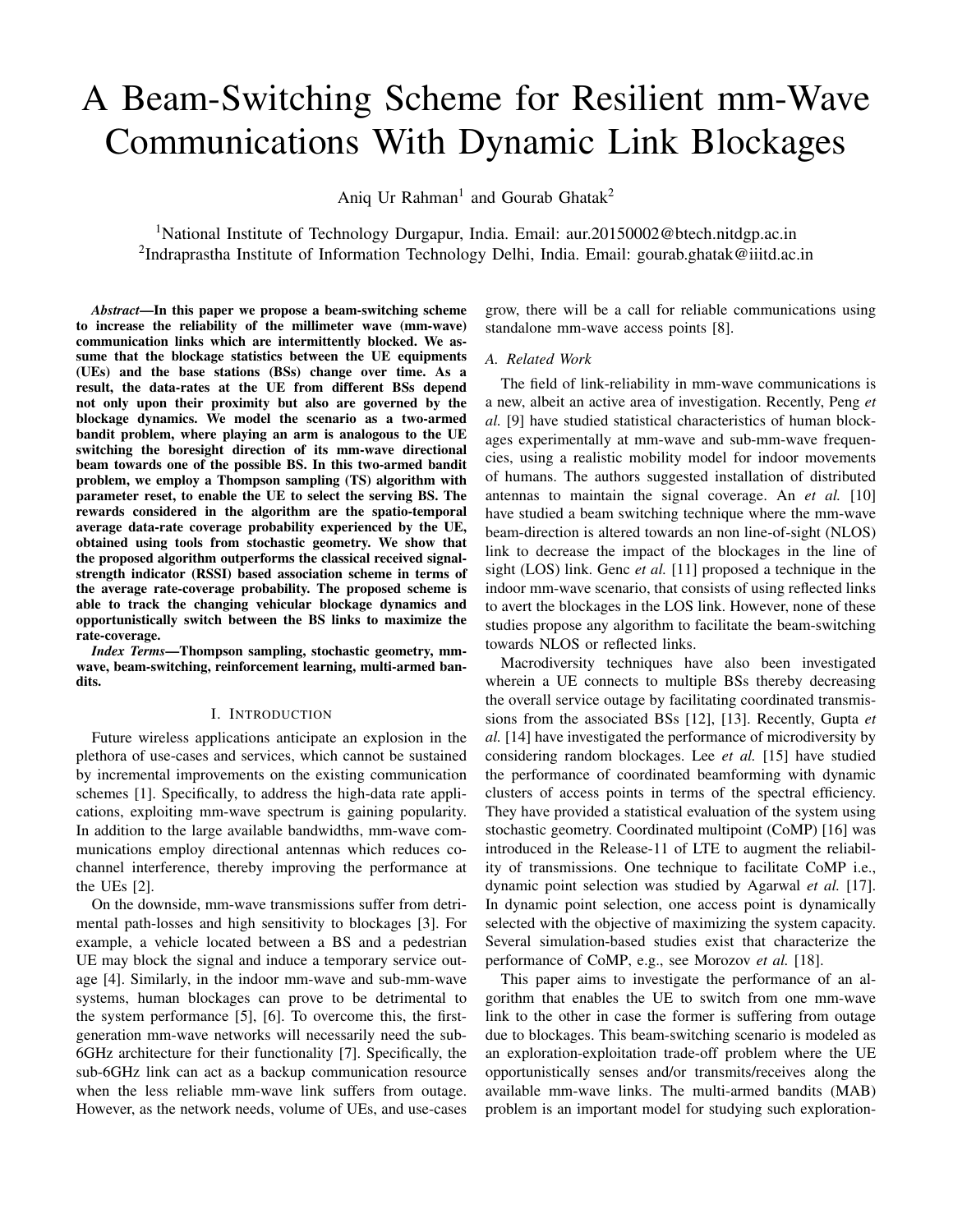// A Beam-Switching Scheme for Resilient mm-Wave Communications With Dynamic Link Blockages

Aniq Ur Rahman[1] and Gourab Ghatak[2]

[1]National Institute of Technology Durgapur, India. Email: aur.20150002@btech.nitdgp.ac.in
[2]Indraprastha Institute of Information Technology Delhi, India. Email: gourab.ghatak@iiitd.ac.in

***Abstract*—In this paper we propose a beam-switching scheme to increase the reliability of the millimeter wave (mm-wave) communication links which are intermittently blocked. We assume that the blockage statistics between the UE equipments (UEs) and the base stations (BSs) change over time. As a result, the data-rates at the UE from different BSs depend not only upon their proximity but also are governed by the blockage dynamics. We model the scenario as a two-armed bandit problem, where playing an arm is analogous to the UE switching the boresight direction of its mm-wave directional beam towards one of the possible BS. In this two-armed bandit problem, we employ a Thompson sampling (TS) algorithm with parameter reset, to enable the UE to select the serving BS. The rewards considered in the algorithm are the spatio-temporal average data-rate coverage probability experienced by the UE, obtained using tools from stochastic geometry. We show that the proposed algorithm outperforms the classical received signal-strength indicator (RSSI) based association scheme in terms of the average rate-coverage probability. The proposed scheme is able to track the changing vehicular blockage dynamics and opportunistically switch between the BS links to maximize the rate-coverage.**

***Index Terms*—Thompson sampling, stochastic geometry, mm-wave, beam-switching, reinforcement learning, multi-armed bandits.**

## I. INTRODUCTION

Future wireless applications anticipate an explosion in the plethora of use-cases and services, which cannot be sustained by incremental improvements on the existing communication schemes [1]. Specifically, to address the high-data rate applications, exploiting mm-wave spectrum is gaining popularity. In addition to the large available bandwidths, mm-wave communications employ directional antennas which reduces co-channel interference, thereby improving the performance at the UEs [2].

On the downside, mm-wave transmissions suffer from detrimental path-losses and high sensitivity to blockages [3]. For example, a vehicle located between a BS and a pedestrian UE may block the signal and induce a temporary service outage [4]. Similarly, in the indoor mm-wave and sub-mm-wave systems, human blockages can prove to be detrimental to the system performance [5], [6]. To overcome this, the first-generation mm-wave networks will necessarily need the sub-6GHz architecture for their functionality [7]. Specifically, the sub-6GHz link can act as a backup communication resource when the less reliable mm-wave link suffers from outage. However, as the network needs, volume of UEs, and use-cases grow, there will be a call for reliable communications using standalone mm-wave access points [8].

### A. Related Work

The field of link-reliability in mm-wave communications is a new, albeit an active area of investigation. Recently, Peng *et al.* [9] have studied statistical characteristics of human blockages experimentally at mm-wave and sub-mm-wave frequencies, using a realistic mobility model for indoor movements of humans. The authors suggested installation of distributed antennas to maintain the signal coverage. An *et al.* [10] have studied a beam switching technique where the mm-wave beam-direction is altered towards an non line-of-sight (NLOS) link to decrease the impact of the blockages in the line of sight (LOS) link. Genc *et al.* [11] proposed a technique in the indoor mm-wave scenario, that consists of using reflected links to avert the blockages in the LOS link. However, none of these studies propose any algorithm to facilitate the beam-switching towards NLOS or reflected links.

Macrodiversity techniques have also been investigated wherein a UE connects to multiple BSs thereby decreasing the overall service outage by facilitating coordinated transmissions from the associated BSs [12], [13]. Recently, Gupta *et al.* [14] have investigated the performance of microdiversity by considering random blockages. Lee *et al.* [15] have studied the performance of coordinated beamforming with dynamic clusters of access points in terms of the spectral efficiency. They have provided a statistical evaluation of the system using stochastic geometry. Coordinated multipoint (CoMP) [16] was introduced in the Release-11 of LTE to augment the reliability of transmissions. One technique to facilitate CoMP i.e., dynamic point selection was studied by Agarwal *et al.* [17]. In dynamic point selection, one access point is dynamically selected with the objective of maximizing the system capacity. Several simulation-based studies exist that characterize the performance of CoMP, e.g., see Morozov *et al.* [18].

This paper aims to investigate the performance of an algorithm that enables the UE to switch from one mm-wave link to the other in case the former is suffering from outage due to blockages. This beam-switching scenario is modeled as an exploration-exploitation trade-off problem where the UE opportunistically senses and/or transmits/receives along the available mm-wave links. The multi-armed bandits (MAB) problem is an important model for studying such exploration-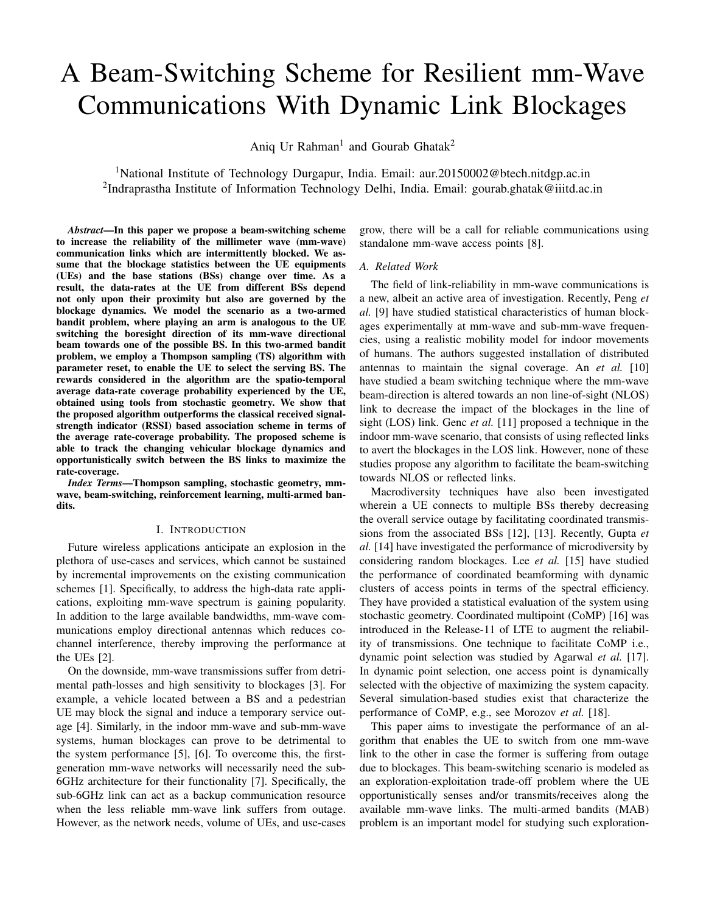# A Beam-Switching Scheme for Resilient mm-Wave Communications With Dynamic Link Blockages

Aniq Ur Rahman[1] and Gourab Ghatak[2]

[1]National Institute of Technology Durgapur, India. Email: aur.20150002@btech.nitdgp.ac.in
[2]Indraprastha Institute of Information Technology Delhi, India. Email: gourab.ghatak@iiitd.ac.in

***Abstract*—In this paper we propose a beam-switching scheme to increase the reliability of the millimeter wave (mm-wave) communication links which are intermittently blocked. We assume that the blockage statistics between the UE equipments (UEs) and the base stations (BSs) change over time. As a result, the data-rates at the UE from different BSs depend not only upon their proximity but also are governed by the blockage dynamics. We model the scenario as a two-armed bandit problem, where playing an arm is analogous to the UE switching the boresight direction of its mm-wave directional beam towards one of the possible BS. In this two-armed bandit problem, we employ a Thompson sampling (TS) algorithm with parameter reset, to enable the UE to select the serving BS. The rewards considered in the algorithm are the spatio-temporal average data-rate coverage probability experienced by the UE, obtained using tools from stochastic geometry. We show that the proposed algorithm outperforms the classical received signal-strength indicator (RSSI) based association scheme in terms of the average rate-coverage probability. The proposed scheme is able to track the changing vehicular blockage dynamics and opportunistically switch between the BS links to maximize the rate-coverage.**

***Index Terms*—Thompson sampling, stochastic geometry, mm-wave, beam-switching, reinforcement learning, multi-armed bandits.**

## I. Introduction

Future wireless applications anticipate an explosion in the plethora of use-cases and services, which cannot be sustained by incremental improvements on the existing communication schemes [1]. Specifically, to address the high-data rate applications, exploiting mm-wave spectrum is gaining popularity. In addition to the large available bandwidths, mm-wave communications employ directional antennas which reduces co-channel interference, thereby improving the performance at the UEs [2].

On the downside, mm-wave transmissions suffer from detrimental path-losses and high sensitivity to blockages [3]. For example, a vehicle located between a BS and a pedestrian UE may block the signal and induce a temporary service outage [4]. Similarly, in the indoor mm-wave and sub-mm-wave systems, human blockages can prove to be detrimental to the system performance [5], [6]. To overcome this, the first-generation mm-wave networks will necessarily need the sub-6GHz architecture for their functionality [7]. Specifically, the sub-6GHz link can act as a backup communication resource when the less reliable mm-wave link suffers from outage. However, as the network needs, volume of UEs, and use-cases grow, there will be a call for reliable communications using standalone mm-wave access points [8].

### A. Related Work

The field of link-reliability in mm-wave communications is a new, albeit an active area of investigation. Recently, Peng *et al.* [9] have studied statistical characteristics of human blockages experimentally at mm-wave and sub-mm-wave frequencies, using a realistic mobility model for indoor movements of humans. The authors suggested installation of distributed antennas to maintain the signal coverage. An *et al.* [10] have studied a beam switching technique where the mm-wave beam-direction is altered towards an non line-of-sight (NLOS) link to decrease the impact of the blockages in the line of sight (LOS) link. Genc *et al.* [11] proposed a technique in the indoor mm-wave scenario, that consists of using reflected links to avert the blockages in the LOS link. However, none of these studies propose any algorithm to facilitate the beam-switching towards NLOS or reflected links.

Macrodiversity techniques have also been investigated wherein a UE connects to multiple BSs thereby decreasing the overall service outage by facilitating coordinated transmissions from the associated BSs [12], [13]. Recently, Gupta *et al.* [14] have investigated the performance of microdiversity by considering random blockages. Lee *et al.* [15] have studied the performance of coordinated beamforming with dynamic clusters of access points in terms of the spectral efficiency. They have provided a statistical evaluation of the system using stochastic geometry. Coordinated multipoint (CoMP) [16] was introduced in the Release-11 of LTE to augment the reliability of transmissions. One technique to facilitate CoMP i.e., dynamic point selection was studied by Agarwal *et al.* [17]. In dynamic point selection, one access point is dynamically selected with the objective of maximizing the system capacity. Several simulation-based studies exist that characterize the performance of CoMP, e.g., see Morozov *et al.* [18].

This paper aims to investigate the performance of an algorithm that enables the UE to switch from one mm-wave link to the other in case the former is suffering from outage due to blockages. This beam-switching scenario is modeled as an exploration-exploitation trade-off problem where the UE opportunistically senses and/or transmits/receives along the available mm-wave links. The multi-armed bandits (MAB) problem is an important model for studying such exploration-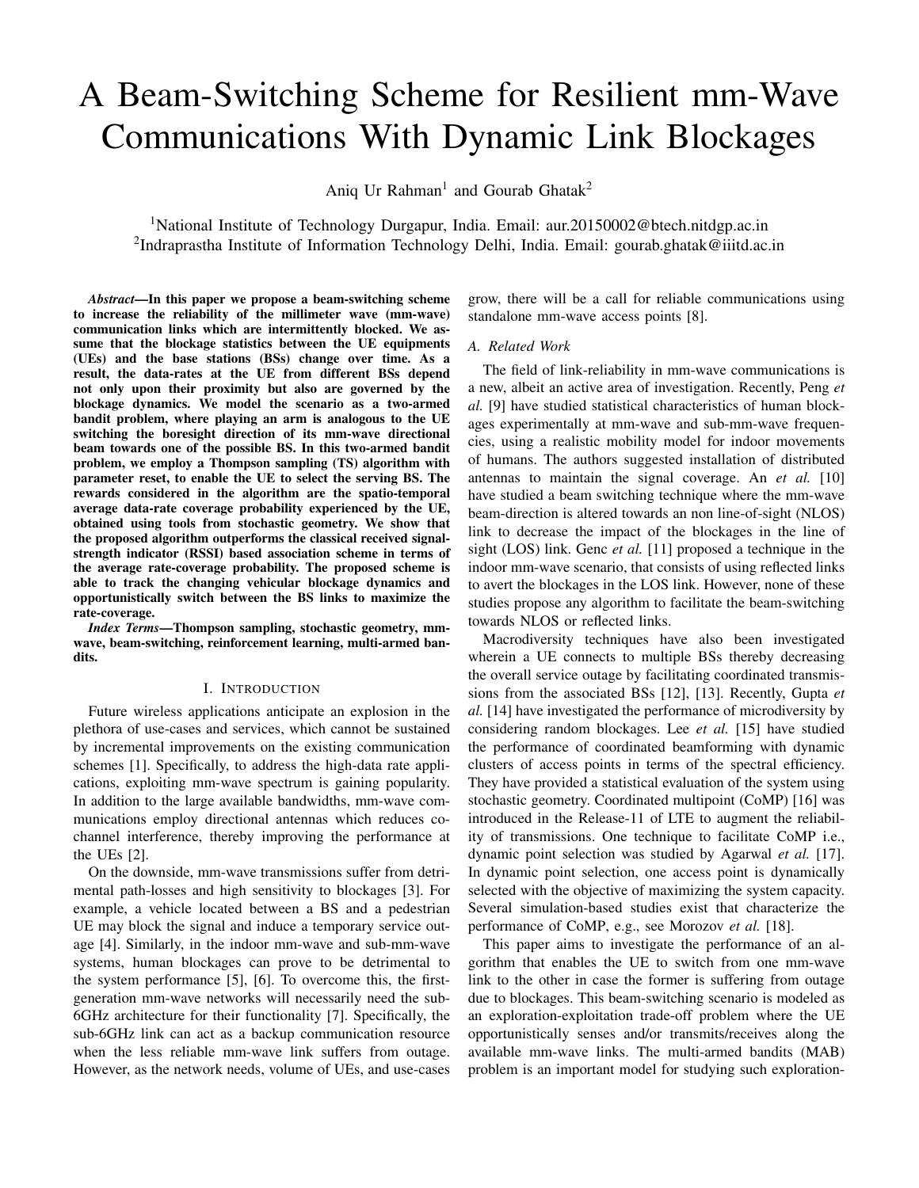# A Beam-Switching Scheme for Resilient mm-Wave Communications With Dynamic Link Blockages

Aniq Ur Rahman[1] and Gourab Ghatak[2]

[1]National Institute of Technology Durgapur, India. Email: aur.20150002@btech.nitdgp.ac.in
[2]Indraprastha Institute of Information Technology Delhi, India. Email: gourab.ghatak@iiitd.ac.in

***Abstract*—In this paper we propose a beam-switching scheme to increase the reliability of the millimeter wave (mm-wave) communication links which are intermittently blocked. We assume that the blockage statistics between the UE equipments (UEs) and the base stations (BSs) change over time. As a result, the data-rates at the UE from different BSs depend not only upon their proximity but also are governed by the blockage dynamics. We model the scenario as a two-armed bandit problem, where playing an arm is analogous to the UE switching the boresight direction of its mm-wave directional beam towards one of the possible BS. In this two-armed bandit problem, we employ a Thompson sampling (TS) algorithm with parameter reset, to enable the UE to select the serving BS. The rewards considered in the algorithm are the spatio-temporal average data-rate coverage probability experienced by the UE, obtained using tools from stochastic geometry. We show that the proposed algorithm outperforms the classical received signal-strength indicator (RSSI) based association scheme in terms of the average rate-coverage probability. The proposed scheme is able to track the changing vehicular blockage dynamics and opportunistically switch between the BS links to maximize the rate-coverage.**

***Index Terms*—Thompson sampling, stochastic geometry, mm-wave, beam-switching, reinforcement learning, multi-armed bandits.**

## I. Introduction

Future wireless applications anticipate an explosion in the plethora of use-cases and services, which cannot be sustained by incremental improvements on the existing communication schemes [1]. Specifically, to address the high-data rate applications, exploiting mm-wave spectrum is gaining popularity. In addition to the large available bandwidths, mm-wave communications employ directional antennas which reduces co-channel interference, thereby improving the performance at the UEs [2].

On the downside, mm-wave transmissions suffer from detrimental path-losses and high sensitivity to blockages [3]. For example, a vehicle located between a BS and a pedestrian UE may block the signal and induce a temporary service outage [4]. Similarly, in the indoor mm-wave and sub-mm-wave systems, human blockages can prove to be detrimental to the system performance [5], [6]. To overcome this, the first-generation mm-wave networks will necessarily need the sub-6GHz architecture for their functionality [7]. Specifically, the sub-6GHz link can act as a backup communication resource when the less reliable mm-wave link suffers from outage. However, as the network needs, volume of UEs, and use-cases grow, there will be a call for reliable communications using standalone mm-wave access points [8].

### A. Related Work

The field of link-reliability in mm-wave communications is a new, albeit an active area of investigation. Recently, Peng *et al.* [9] have studied statistical characteristics of human blockages experimentally at mm-wave and sub-mm-wave frequencies, using a realistic mobility model for indoor movements of humans. The authors suggested installation of distributed antennas to maintain the signal coverage. An *et al.* [10] have studied a beam switching technique where the mm-wave beam-direction is altered towards an non line-of-sight (NLOS) link to decrease the impact of the blockages in the line of sight (LOS) link. Genc *et al.* [11] proposed a technique in the indoor mm-wave scenario, that consists of using reflected links to avert the blockages in the LOS link. However, none of these studies propose any algorithm to facilitate the beam-switching towards NLOS or reflected links.

Macrodiversity techniques have also been investigated wherein a UE connects to multiple BSs thereby decreasing the overall service outage by facilitating coordinated transmissions from the associated BSs [12], [13]. Recently, Gupta *et al.* [14] have investigated the performance of microdiversity by considering random blockages. Lee *et al.* [15] have studied the performance of coordinated beamforming with dynamic clusters of access points in terms of the spectral efficiency. They have provided a statistical evaluation of the system using stochastic geometry. Coordinated multipoint (CoMP) [16] was introduced in the Release-11 of LTE to augment the reliability of transmissions. One technique to facilitate CoMP i.e., dynamic point selection was studied by Agarwal *et al.* [17]. In dynamic point selection, one access point is dynamically selected with the objective of maximizing the system capacity. Several simulation-based studies exist that characterize the performance of CoMP, e.g., see Morozov *et al.* [18].

This paper aims to investigate the performance of an algorithm that enables the UE to switch from one mm-wave link to the other in case the former is suffering from outage due to blockages. This beam-switching scenario is modeled as an exploration-exploitation trade-off problem where the UE opportunistically senses and/or transmits/receives along the available mm-wave links. The multi-armed bandits (MAB) problem is an important model for studying such exploration-